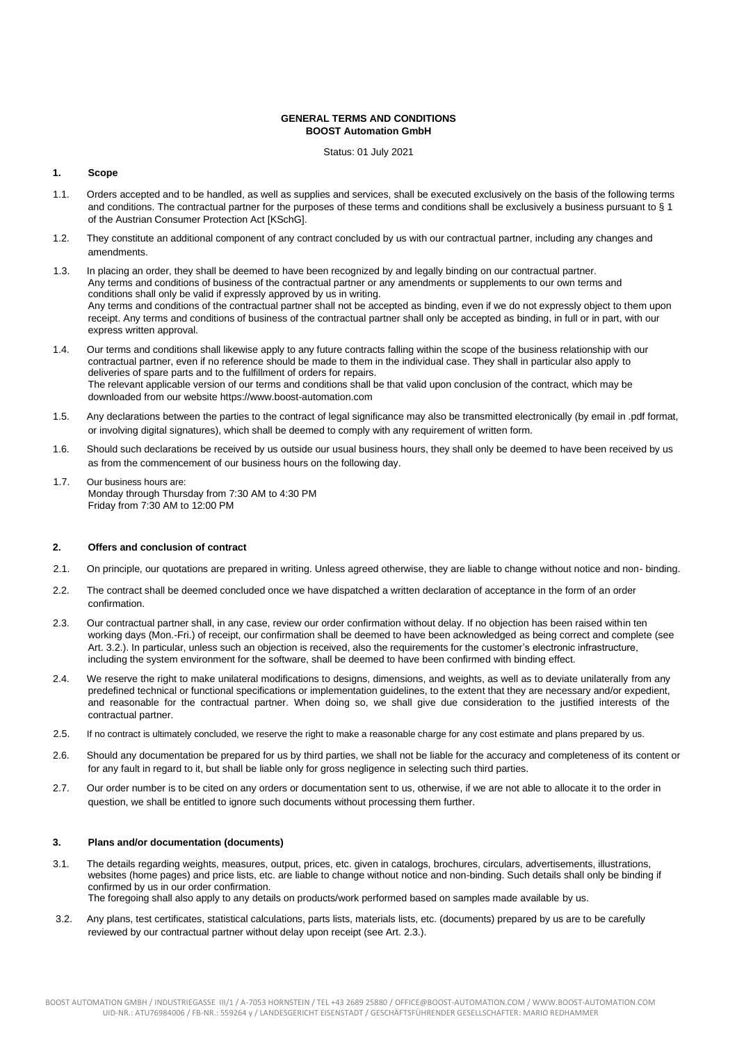**GENERAL TERMS AND CONDITIONS**
**BOOST Automation GmbH**

Status: 01 July 2021

## 1. Scope

1.1. Orders accepted and to be handled, as well as supplies and services, shall be executed exclusively on the basis of the following terms and conditions. The contractual partner for the purposes of these terms and conditions shall be exclusively a business pursuant to § 1 of the Austrian Consumer Protection Act [KSchG].

1.2. They constitute an additional component of any contract concluded by us with our contractual partner, including any changes and amendments.

1.3. In placing an order, they shall be deemed to have been recognized by and legally binding on our contractual partner. Any terms and conditions of business of the contractual partner or any amendments or supplements to our own terms and conditions shall only be valid if expressly approved by us in writing.
Any terms and conditions of the contractual partner shall not be accepted as binding, even if we do not expressly object to them upon receipt. Any terms and conditions of business of the contractual partner shall only be accepted as binding, in full or in part, with our express written approval.

1.4. Our terms and conditions shall likewise apply to any future contracts falling within the scope of the business relationship with our contractual partner, even if no reference should be made to them in the individual case. They shall in particular also apply to deliveries of spare parts and to the fulfillment of orders for repairs.
The relevant applicable version of our terms and conditions shall be that valid upon conclusion of the contract, which may be downloaded from our website https://www.boost-automation.com

1.5. Any declarations between the parties to the contract of legal significance may also be transmitted electronically (by email in .pdf format, or involving digital signatures), which shall be deemed to comply with any requirement of written form.

1.6. Should such declarations be received by us outside our usual business hours, they shall only be deemed to have been received by us as from the commencement of our business hours on the following day.

1.7. Our business hours are:
Monday through Thursday from 7:30 AM to 4:30 PM
Friday from 7:30 AM to 12:00 PM

## 2. Offers and conclusion of contract

2.1. On principle, our quotations are prepared in writing. Unless agreed otherwise, they are liable to change without notice and non- binding.

2.2. The contract shall be deemed concluded once we have dispatched a written declaration of acceptance in the form of an order confirmation.

2.3. Our contractual partner shall, in any case, review our order confirmation without delay. If no objection has been raised within ten working days (Mon.-Fri.) of receipt, our confirmation shall be deemed to have been acknowledged as being correct and complete (see Art. 3.2.). In particular, unless such an objection is received, also the requirements for the customer's electronic infrastructure, including the system environment for the software, shall be deemed to have been confirmed with binding effect.

2.4. We reserve the right to make unilateral modifications to designs, dimensions, and weights, as well as to deviate unilaterally from any predefined technical or functional specifications or implementation guidelines, to the extent that they are necessary and/or expedient, and reasonable for the contractual partner. When doing so, we shall give due consideration to the justified interests of the contractual partner.

2.5. If no contract is ultimately concluded, we reserve the right to make a reasonable charge for any cost estimate and plans prepared by us.

2.6. Should any documentation be prepared for us by third parties, we shall not be liable for the accuracy and completeness of its content or for any fault in regard to it, but shall be liable only for gross negligence in selecting such third parties.

2.7. Our order number is to be cited on any orders or documentation sent to us, otherwise, if we are not able to allocate it to the order in question, we shall be entitled to ignore such documents without processing them further.

## 3. Plans and/or documentation (documents)

3.1. The details regarding weights, measures, output, prices, etc. given in catalogs, brochures, circulars, advertisements, illustrations, websites (home pages) and price lists, etc. are liable to change without notice and non-binding. Such details shall only be binding if confirmed by us in our order confirmation.
The foregoing shall also apply to any details on products/work performed based on samples made available by us.

3.2. Any plans, test certificates, statistical calculations, parts lists, materials lists, etc. (documents) prepared by us are to be carefully reviewed by our contractual partner without delay upon receipt (see Art. 2.3.).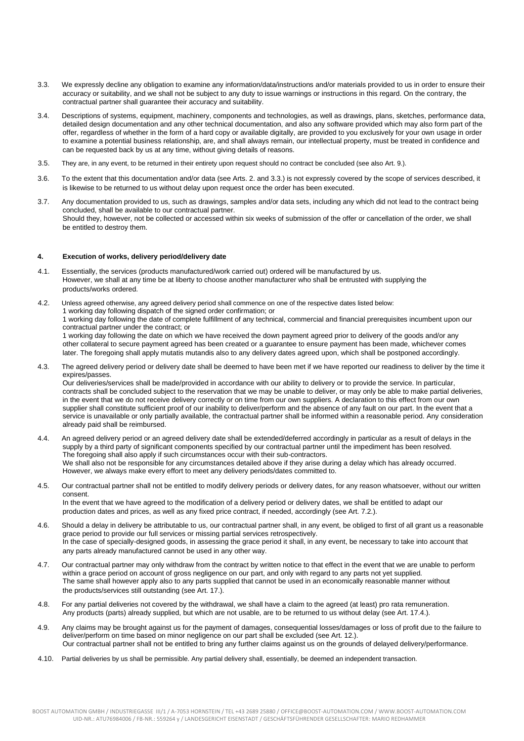3.3. We expressly decline any obligation to examine any information/data/instructions and/or materials provided to us in order to ensure their accuracy or suitability, and we shall not be subject to any duty to issue warnings or instructions in this regard. On the contrary, the contractual partner shall guarantee their accuracy and suitability.

3.4. Descriptions of systems, equipment, machinery, components and technologies, as well as drawings, plans, sketches, performance data, detailed design documentation and any other technical documentation, and also any software provided which may also form part of the offer, regardless of whether in the form of a hard copy or available digitally, are provided to you exclusively for your own usage in order to examine a potential business relationship, are, and shall always remain, our intellectual property, must be treated in confidence and can be requested back by us at any time, without giving details of reasons.

3.5. They are, in any event, to be returned in their entirety upon request should no contract be concluded (see also Art. 9.).

3.6. To the extent that this documentation and/or data (see Arts. 2. and 3.3.) is not expressly covered by the scope of services described, it is likewise to be returned to us without delay upon request once the order has been executed.

3.7. Any documentation provided to us, such as drawings, samples and/or data sets, including any which did not lead to the contract being concluded, shall be available to our contractual partner.
Should they, however, not be collected or accessed within six weeks of submission of the offer or cancellation of the order, we shall be entitled to destroy them.

#### 4. Execution of works, delivery period/delivery date

4.1. Essentially, the services (products manufactured/work carried out) ordered will be manufactured by us.
However, we shall at any time be at liberty to choose another manufacturer who shall be entrusted with supplying the products/works ordered.

4.2. Unless agreed otherwise, any agreed delivery period shall commence on one of the respective dates listed below:
1 working day following dispatch of the signed order confirmation; or
1 working day following the date of complete fulfillment of any technical, commercial and financial prerequisites incumbent upon our contractual partner under the contract; or
1 working day following the date on which we have received the down payment agreed prior to delivery of the goods and/or any other collateral to secure payment agreed has been created or a guarantee to ensure payment has been made, whichever comes later. The foregoing shall apply mutatis mutandis also to any delivery dates agreed upon, which shall be postponed accordingly.

4.3. The agreed delivery period or delivery date shall be deemed to have been met if we have reported our readiness to deliver by the time it expires/passes.
Our deliveries/services shall be made/provided in accordance with our ability to delivery or to provide the service. In particular, contracts shall be concluded subject to the reservation that we may be unable to deliver, or may only be able to make partial deliveries, in the event that we do not receive delivery correctly or on time from our own suppliers. A declaration to this effect from our own supplier shall constitute sufficient proof of our inability to deliver/perform and the absence of any fault on our part. In the event that a service is unavailable or only partially available, the contractual partner shall be informed within a reasonable period. Any consideration already paid shall be reimbursed.

4.4. An agreed delivery period or an agreed delivery date shall be extended/deferred accordingly in particular as a result of delays in the supply by a third party of significant components specified by our contractual partner until the impediment has been resolved.
The foregoing shall also apply if such circumstances occur with their sub-contractors.
We shall also not be responsible for any circumstances detailed above if they arise during a delay which has already occurred.
However, we always make every effort to meet any delivery periods/dates committed to.

4.5. Our contractual partner shall not be entitled to modify delivery periods or delivery dates, for any reason whatsoever, without our written consent.
In the event that we have agreed to the modification of a delivery period or delivery dates, we shall be entitled to adapt our production dates and prices, as well as any fixed price contract, if needed, accordingly (see Art. 7.2.).

4.6. Should a delay in delivery be attributable to us, our contractual partner shall, in any event, be obliged to first of all grant us a reasonable grace period to provide our full services or missing partial services retrospectively.
In the case of specially-designed goods, in assessing the grace period it shall, in any event, be necessary to take into account that any parts already manufactured cannot be used in any other way.

4.7. Our contractual partner may only withdraw from the contract by written notice to that effect in the event that we are unable to perform within a grace period on account of gross negligence on our part, and only with regard to any parts not yet supplied.
The same shall however apply also to any parts supplied that cannot be used in an economically reasonable manner without the products/services still outstanding (see Art. 17.).

4.8. For any partial deliveries not covered by the withdrawal, we shall have a claim to the agreed (at least) pro rata remuneration.
Any products (parts) already supplied, but which are not usable, are to be returned to us without delay (see Art. 17.4.).

4.9. Any claims may be brought against us for the payment of damages, consequential losses/damages or loss of profit due to the failure to deliver/perform on time based on minor negligence on our part shall be excluded (see Art. 12.).
Our contractual partner shall not be entitled to bring any further claims against us on the grounds of delayed delivery/performance.

4.10. Partial deliveries by us shall be permissible. Any partial delivery shall, essentially, be deemed an independent transaction.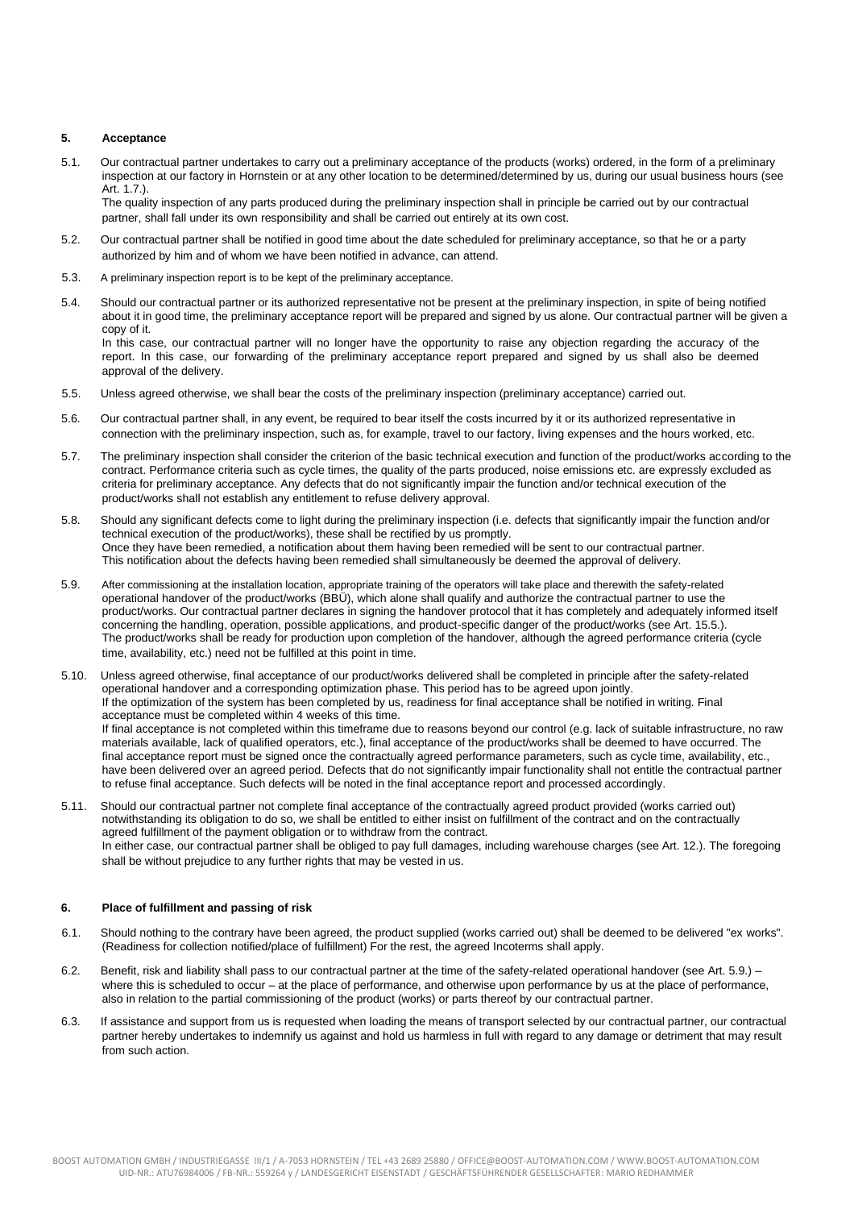## 5. Acceptance

5.1. Our contractual partner undertakes to carry out a preliminary acceptance of the products (works) ordered, in the form of a preliminary inspection at our factory in Hornstein or at any other location to be determined/determined by us, during our usual business hours (see Art. 1.7.).
The quality inspection of any parts produced during the preliminary inspection shall in principle be carried out by our contractual partner, shall fall under its own responsibility and shall be carried out entirely at its own cost.

5.2. Our contractual partner shall be notified in good time about the date scheduled for preliminary acceptance, so that he or a party authorized by him and of whom we have been notified in advance, can attend.

5.3. A preliminary inspection report is to be kept of the preliminary acceptance.

5.4. Should our contractual partner or its authorized representative not be present at the preliminary inspection, in spite of being notified about it in good time, the preliminary acceptance report will be prepared and signed by us alone. Our contractual partner will be given a copy of it.
In this case, our contractual partner will no longer have the opportunity to raise any objection regarding the accuracy of the report. In this case, our forwarding of the preliminary acceptance report prepared and signed by us shall also be deemed approval of the delivery.

5.5. Unless agreed otherwise, we shall bear the costs of the preliminary inspection (preliminary acceptance) carried out.

5.6. Our contractual partner shall, in any event, be required to bear itself the costs incurred by it or its authorized representative in connection with the preliminary inspection, such as, for example, travel to our factory, living expenses and the hours worked, etc.

5.7. The preliminary inspection shall consider the criterion of the basic technical execution and function of the product/works according to the contract. Performance criteria such as cycle times, the quality of the parts produced, noise emissions etc. are expressly excluded as criteria for preliminary acceptance. Any defects that do not significantly impair the function and/or technical execution of the product/works shall not establish any entitlement to refuse delivery approval.

5.8. Should any significant defects come to light during the preliminary inspection (i.e. defects that significantly impair the function and/or technical execution of the product/works), these shall be rectified by us promptly.
Once they have been remedied, a notification about them having been remedied will be sent to our contractual partner.
This notification about the defects having been remedied shall simultaneously be deemed the approval of delivery.

5.9. After commissioning at the installation location, appropriate training of the operators will take place and therewith the safety-related operational handover of the product/works (BBÜ), which alone shall qualify and authorize the contractual partner to use the product/works. Our contractual partner declares in signing the handover protocol that it has completely and adequately informed itself concerning the handling, operation, possible applications, and product-specific danger of the product/works (see Art. 15.5.).
The product/works shall be ready for production upon completion of the handover, although the agreed performance criteria (cycle time, availability, etc.) need not be fulfilled at this point in time.

5.10. Unless agreed otherwise, final acceptance of our product/works delivered shall be completed in principle after the safety-related operational handover and a corresponding optimization phase. This period has to be agreed upon jointly.
If the optimization of the system has been completed by us, readiness for final acceptance shall be notified in writing. Final acceptance must be completed within 4 weeks of this time.
If final acceptance is not completed within this timeframe due to reasons beyond our control (e.g. lack of suitable infrastructure, no raw materials available, lack of qualified operators, etc.), final acceptance of the product/works shall be deemed to have occurred. The final acceptance report must be signed once the contractually agreed performance parameters, such as cycle time, availability, etc., have been delivered over an agreed period. Defects that do not significantly impair functionality shall not entitle the contractual partner to refuse final acceptance. Such defects will be noted in the final acceptance report and processed accordingly.

5.11. Should our contractual partner not complete final acceptance of the contractually agreed product provided (works carried out) notwithstanding its obligation to do so, we shall be entitled to either insist on fulfillment of the contract and on the contractually agreed fulfillment of the payment obligation or to withdraw from the contract.
In either case, our contractual partner shall be obliged to pay full damages, including warehouse charges (see Art. 12.). The foregoing shall be without prejudice to any further rights that may be vested in us.

## 6. Place of fulfillment and passing of risk

6.1. Should nothing to the contrary have been agreed, the product supplied (works carried out) shall be deemed to be delivered "ex works". (Readiness for collection notified/place of fulfillment) For the rest, the agreed Incoterms shall apply.

6.2. Benefit, risk and liability shall pass to our contractual partner at the time of the safety-related operational handover (see Art. 5.9.) – where this is scheduled to occur – at the place of performance, and otherwise upon performance by us at the place of performance, also in relation to the partial commissioning of the product (works) or parts thereof by our contractual partner.

6.3. If assistance and support from us is requested when loading the means of transport selected by our contractual partner, our contractual partner hereby undertakes to indemnify us against and hold us harmless in full with regard to any damage or detriment that may result from such action.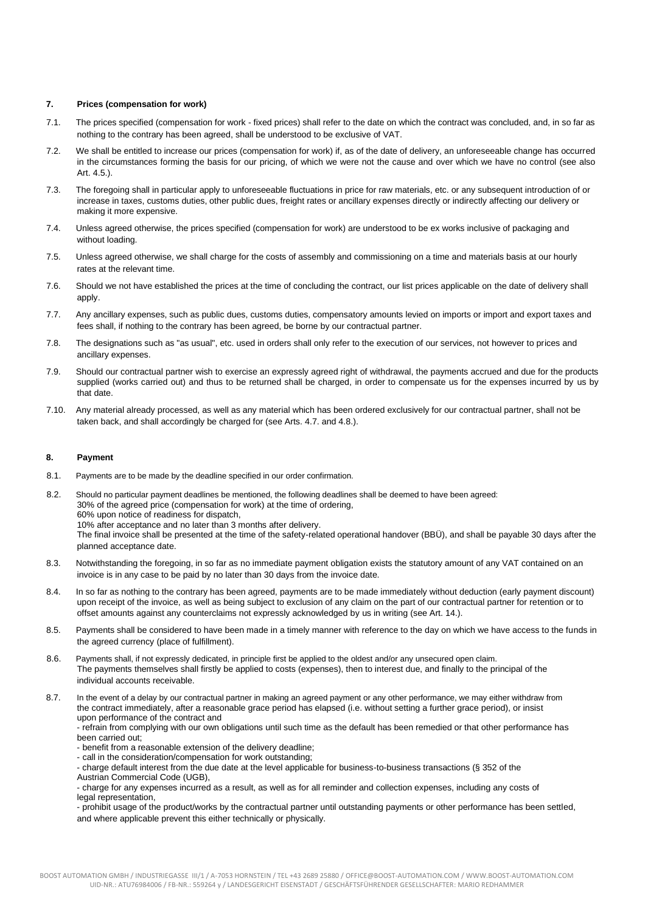## 7. Prices (compensation for work)

7.1. The prices specified (compensation for work - fixed prices) shall refer to the date on which the contract was concluded, and, in so far as nothing to the contrary has been agreed, shall be understood to be exclusive of VAT.

7.2. We shall be entitled to increase our prices (compensation for work) if, as of the date of delivery, an unforeseeable change has occurred in the circumstances forming the basis for our pricing, of which we were not the cause and over which we have no control (see also Art. 4.5.).

7.3. The foregoing shall in particular apply to unforeseeable fluctuations in price for raw materials, etc. or any subsequent introduction of or increase in taxes, customs duties, other public dues, freight rates or ancillary expenses directly or indirectly affecting our delivery or making it more expensive.

7.4. Unless agreed otherwise, the prices specified (compensation for work) are understood to be ex works inclusive of packaging and without loading.

7.5. Unless agreed otherwise, we shall charge for the costs of assembly and commissioning on a time and materials basis at our hourly rates at the relevant time.

7.6. Should we not have established the prices at the time of concluding the contract, our list prices applicable on the date of delivery shall apply.

7.7. Any ancillary expenses, such as public dues, customs duties, compensatory amounts levied on imports or import and export taxes and fees shall, if nothing to the contrary has been agreed, be borne by our contractual partner.

7.8. The designations such as "as usual", etc. used in orders shall only refer to the execution of our services, not however to prices and ancillary expenses.

7.9. Should our contractual partner wish to exercise an expressly agreed right of withdrawal, the payments accrued and due for the products supplied (works carried out) and thus to be returned shall be charged, in order to compensate us for the expenses incurred by us by that date.

7.10. Any material already processed, as well as any material which has been ordered exclusively for our contractual partner, shall not be taken back, and shall accordingly be charged for (see Arts. 4.7. and 4.8.).

## 8. Payment

8.1. Payments are to be made by the deadline specified in our order confirmation.

8.2. Should no particular payment deadlines be mentioned, the following deadlines shall be deemed to have been agreed:
30% of the agreed price (compensation for work) at the time of ordering,
60% upon notice of readiness for dispatch,
10% after acceptance and no later than 3 months after delivery.
The final invoice shall be presented at the time of the safety-related operational handover (BBÜ), and shall be payable 30 days after the planned acceptance date.

8.3. Notwithstanding the foregoing, in so far as no immediate payment obligation exists the statutory amount of any VAT contained on an invoice is in any case to be paid by no later than 30 days from the invoice date.

8.4. In so far as nothing to the contrary has been agreed, payments are to be made immediately without deduction (early payment discount) upon receipt of the invoice, as well as being subject to exclusion of any claim on the part of our contractual partner for retention or to offset amounts against any counterclaims not expressly acknowledged by us in writing (see Art. 14.).

8.5. Payments shall be considered to have been made in a timely manner with reference to the day on which we have access to the funds in the agreed currency (place of fulfillment).

8.6. Payments shall, if not expressly dedicated, in principle first be applied to the oldest and/or any unsecured open claim. The payments themselves shall firstly be applied to costs (expenses), then to interest due, and finally to the principal of the individual accounts receivable.

8.7. In the event of a delay by our contractual partner in making an agreed payment or any other performance, we may either withdraw from the contract immediately, after a reasonable grace period has elapsed (i.e. without setting a further grace period), or insist upon performance of the contract and

- refrain from complying with our own obligations until such time as the default has been remedied or that other performance has been carried out;
- benefit from a reasonable extension of the delivery deadline;
- call in the consideration/compensation for work outstanding;
- charge default interest from the due date at the level applicable for business-to-business transactions (§ 352 of the Austrian Commercial Code (UGB),
- charge for any expenses incurred as a result, as well as for all reminder and collection expenses, including any costs of legal representation,
- prohibit usage of the product/works by the contractual partner until outstanding payments or other performance has been settled, and where applicable prevent this either technically or physically.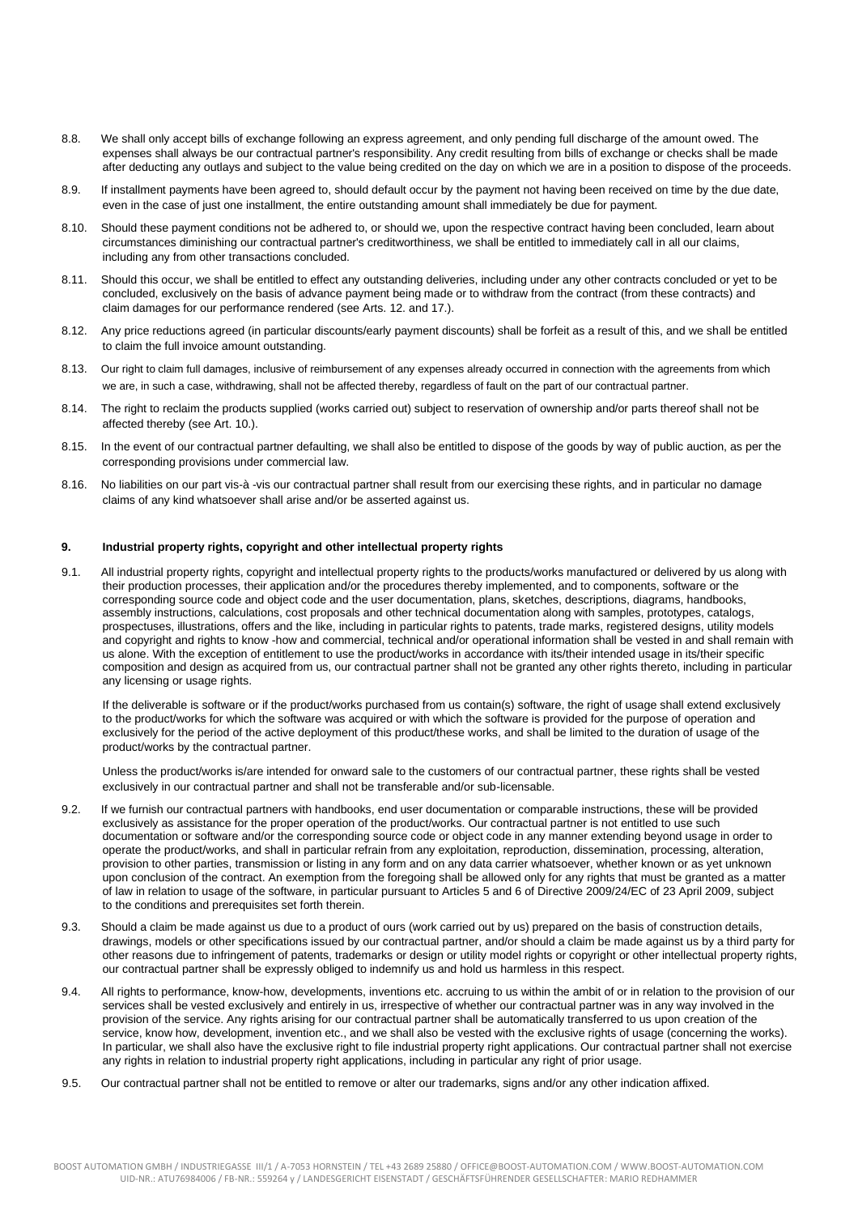8.8. We shall only accept bills of exchange following an express agreement, and only pending full discharge of the amount owed. The expenses shall always be our contractual partner's responsibility. Any credit resulting from bills of exchange or checks shall be made after deducting any outlays and subject to the value being credited on the day on which we are in a position to dispose of the proceeds.

8.9. If installment payments have been agreed to, should default occur by the payment not having been received on time by the due date, even in the case of just one installment, the entire outstanding amount shall immediately be due for payment.

8.10. Should these payment conditions not be adhered to, or should we, upon the respective contract having been concluded, learn about circumstances diminishing our contractual partner's creditworthiness, we shall be entitled to immediately call in all our claims, including any from other transactions concluded.

8.11. Should this occur, we shall be entitled to effect any outstanding deliveries, including under any other contracts concluded or yet to be concluded, exclusively on the basis of advance payment being made or to withdraw from the contract (from these contracts) and claim damages for our performance rendered (see Arts. 12. and 17.).

8.12. Any price reductions agreed (in particular discounts/early payment discounts) shall be forfeit as a result of this, and we shall be entitled to claim the full invoice amount outstanding.

8.13. Our right to claim full damages, inclusive of reimbursement of any expenses already occurred in connection with the agreements from which we are, in such a case, withdrawing, shall not be affected thereby, regardless of fault on the part of our contractual partner.

8.14. The right to reclaim the products supplied (works carried out) subject to reservation of ownership and/or parts thereof shall not be affected thereby (see Art. 10.).

8.15. In the event of our contractual partner defaulting, we shall also be entitled to dispose of the goods by way of public auction, as per the corresponding provisions under commercial law.

8.16. No liabilities on our part vis-à -vis our contractual partner shall result from our exercising these rights, and in particular no damage claims of any kind whatsoever shall arise and/or be asserted against us.

## 9. Industrial property rights, copyright and other intellectual property rights

9.1. All industrial property rights, copyright and intellectual property rights to the products/works manufactured or delivered by us along with their production processes, their application and/or the procedures thereby implemented, and to components, software or the corresponding source code and object code and the user documentation, plans, sketches, descriptions, diagrams, handbooks, assembly instructions, calculations, cost proposals and other technical documentation along with samples, prototypes, catalogs, prospectuses, illustrations, offers and the like, including in particular rights to patents, trade marks, registered designs, utility models and copyright and rights to know -how and commercial, technical and/or operational information shall be vested in and shall remain with us alone. With the exception of entitlement to use the product/works in accordance with its/their intended usage in its/their specific composition and design as acquired from us, our contractual partner shall not be granted any other rights thereto, including in particular any licensing or usage rights.

If the deliverable is software or if the product/works purchased from us contain(s) software, the right of usage shall extend exclusively to the product/works for which the software was acquired or with which the software is provided for the purpose of operation and exclusively for the period of the active deployment of this product/these works, and shall be limited to the duration of usage of the product/works by the contractual partner.

Unless the product/works is/are intended for onward sale to the customers of our contractual partner, these rights shall be vested exclusively in our contractual partner and shall not be transferable and/or sub-licensable.

9.2. If we furnish our contractual partners with handbooks, end user documentation or comparable instructions, these will be provided exclusively as assistance for the proper operation of the product/works. Our contractual partner is not entitled to use such documentation or software and/or the corresponding source code or object code in any manner extending beyond usage in order to operate the product/works, and shall in particular refrain from any exploitation, reproduction, dissemination, processing, alteration, provision to other parties, transmission or listing in any form and on any data carrier whatsoever, whether known or as yet unknown upon conclusion of the contract. An exemption from the foregoing shall be allowed only for any rights that must be granted as a matter of law in relation to usage of the software, in particular pursuant to Articles 5 and 6 of Directive 2009/24/EC of 23 April 2009, subject to the conditions and prerequisites set forth therein.

9.3. Should a claim be made against us due to a product of ours (work carried out by us) prepared on the basis of construction details, drawings, models or other specifications issued by our contractual partner, and/or should a claim be made against us by a third party for other reasons due to infringement of patents, trademarks or design or utility model rights or copyright or other intellectual property rights, our contractual partner shall be expressly obliged to indemnify us and hold us harmless in this respect.

9.4. All rights to performance, know-how, developments, inventions etc. accruing to us within the ambit of or in relation to the provision of our services shall be vested exclusively and entirely in us, irrespective of whether our contractual partner was in any way involved in the provision of the service. Any rights arising for our contractual partner shall be automatically transferred to us upon creation of the service, know how, development, invention etc., and we shall also be vested with the exclusive rights of usage (concerning the works). In particular, we shall also have the exclusive right to file industrial property right applications. Our contractual partner shall not exercise any rights in relation to industrial property right applications, including in particular any right of prior usage.

9.5. Our contractual partner shall not be entitled to remove or alter our trademarks, signs and/or any other indication affixed.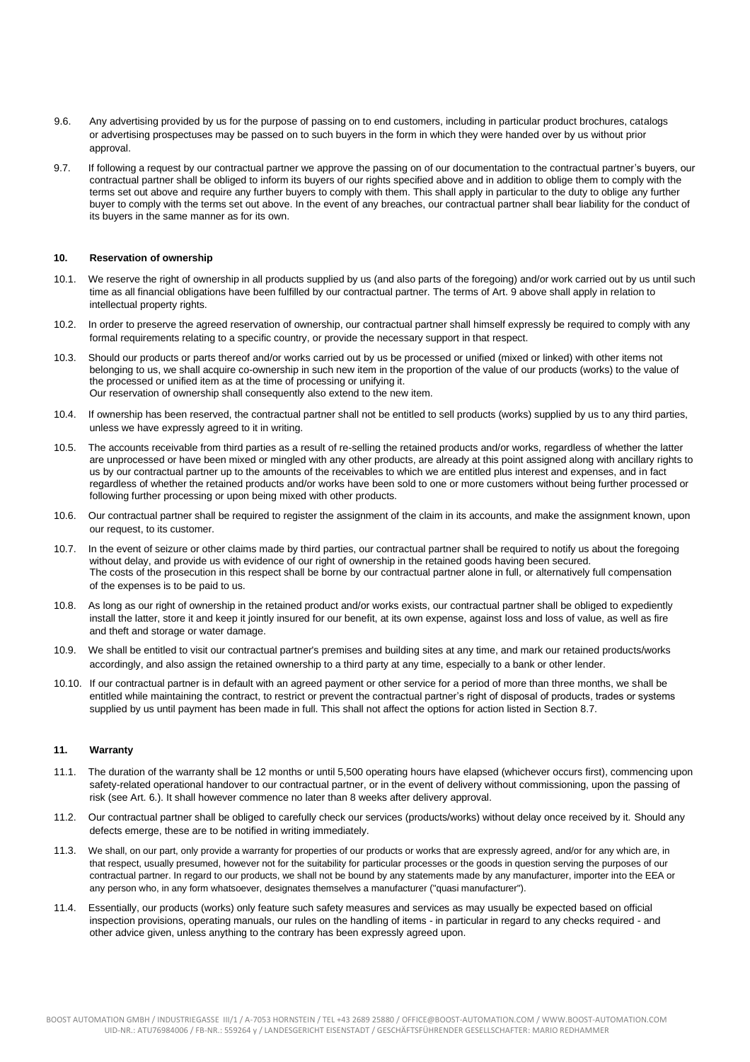9.6. Any advertising provided by us for the purpose of passing on to end customers, including in particular product brochures, catalogs or advertising prospectuses may be passed on to such buyers in the form in which they were handed over by us without prior approval.

9.7. If following a request by our contractual partner we approve the passing on of our documentation to the contractual partner's buyers, our contractual partner shall be obliged to inform its buyers of our rights specified above and in addition to oblige them to comply with the terms set out above and require any further buyers to comply with them. This shall apply in particular to the duty to oblige any further buyer to comply with the terms set out above. In the event of any breaches, our contractual partner shall bear liability for the conduct of its buyers in the same manner as for its own.

### 10. Reservation of ownership

10.1. We reserve the right of ownership in all products supplied by us (and also parts of the foregoing) and/or work carried out by us until such time as all financial obligations have been fulfilled by our contractual partner. The terms of Art. 9 above shall apply in relation to intellectual property rights.

10.2. In order to preserve the agreed reservation of ownership, our contractual partner shall himself expressly be required to comply with any formal requirements relating to a specific country, or provide the necessary support in that respect.

10.3. Should our products or parts thereof and/or works carried out by us be processed or unified (mixed or linked) with other items not belonging to us, we shall acquire co-ownership in such new item in the proportion of the value of our products (works) to the value of the processed or unified item as at the time of processing or unifying it.
Our reservation of ownership shall consequently also extend to the new item.

10.4. If ownership has been reserved, the contractual partner shall not be entitled to sell products (works) supplied by us to any third parties, unless we have expressly agreed to it in writing.

10.5. The accounts receivable from third parties as a result of re-selling the retained products and/or works, regardless of whether the latter are unprocessed or have been mixed or mingled with any other products, are already at this point assigned along with ancillary rights to us by our contractual partner up to the amounts of the receivables to which we are entitled plus interest and expenses, and in fact regardless of whether the retained products and/or works have been sold to one or more customers without being further processed or following further processing or upon being mixed with other products.

10.6. Our contractual partner shall be required to register the assignment of the claim in its accounts, and make the assignment known, upon our request, to its customer.

10.7. In the event of seizure or other claims made by third parties, our contractual partner shall be required to notify us about the foregoing without delay, and provide us with evidence of our right of ownership in the retained goods having been secured.
The costs of the prosecution in this respect shall be borne by our contractual partner alone in full, or alternatively full compensation of the expenses is to be paid to us.

10.8. As long as our right of ownership in the retained product and/or works exists, our contractual partner shall be obliged to expediently install the latter, store it and keep it jointly insured for our benefit, at its own expense, against loss and loss of value, as well as fire and theft and storage or water damage.

10.9. We shall be entitled to visit our contractual partner's premises and building sites at any time, and mark our retained products/works accordingly, and also assign the retained ownership to a third party at any time, especially to a bank or other lender.

10.10. If our contractual partner is in default with an agreed payment or other service for a period of more than three months, we shall be entitled while maintaining the contract, to restrict or prevent the contractual partner's right of disposal of products, trades or systems supplied by us until payment has been made in full. This shall not affect the options for action listed in Section 8.7.

### 11. Warranty

11.1. The duration of the warranty shall be 12 months or until 5,500 operating hours have elapsed (whichever occurs first), commencing upon safety-related operational handover to our contractual partner, or in the event of delivery without commissioning, upon the passing of risk (see Art. 6.). It shall however commence no later than 8 weeks after delivery approval.

11.2. Our contractual partner shall be obliged to carefully check our services (products/works) without delay once received by it. Should any defects emerge, these are to be notified in writing immediately.

11.3. We shall, on our part, only provide a warranty for properties of our products or works that are expressly agreed, and/or for any which are, in that respect, usually presumed, however not for the suitability for particular processes or the goods in question serving the purposes of our contractual partner. In regard to our products, we shall not be bound by any statements made by any manufacturer, importer into the EEA or any person who, in any form whatsoever, designates themselves a manufacturer ("quasi manufacturer").

11.4. Essentially, our products (works) only feature such safety measures and services as may usually be expected based on official inspection provisions, operating manuals, our rules on the handling of items - in particular in regard to any checks required - and other advice given, unless anything to the contrary has been expressly agreed upon.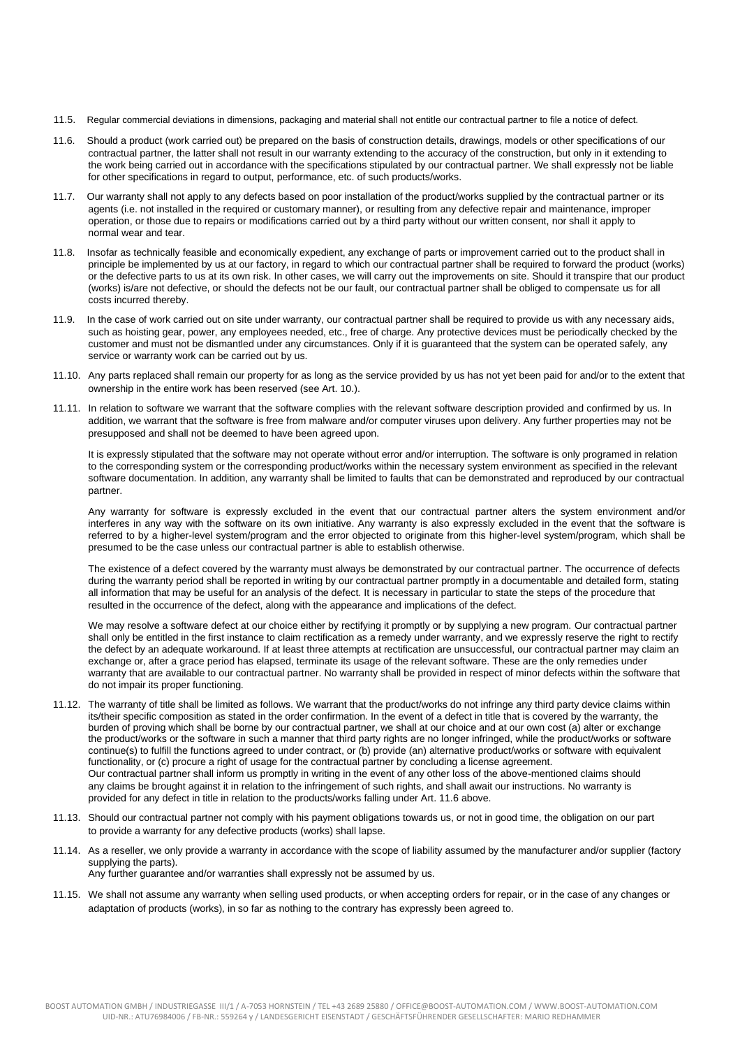11.5. Regular commercial deviations in dimensions, packaging and material shall not entitle our contractual partner to file a notice of defect.

11.6. Should a product (work carried out) be prepared on the basis of construction details, drawings, models or other specifications of our contractual partner, the latter shall not result in our warranty extending to the accuracy of the construction, but only in it extending to the work being carried out in accordance with the specifications stipulated by our contractual partner. We shall expressly not be liable for other specifications in regard to output, performance, etc. of such products/works.

11.7. Our warranty shall not apply to any defects based on poor installation of the product/works supplied by the contractual partner or its agents (i.e. not installed in the required or customary manner), or resulting from any defective repair and maintenance, improper operation, or those due to repairs or modifications carried out by a third party without our written consent, nor shall it apply to normal wear and tear.

11.8. Insofar as technically feasible and economically expedient, any exchange of parts or improvement carried out to the product shall in principle be implemented by us at our factory, in regard to which our contractual partner shall be required to forward the product (works) or the defective parts to us at its own risk. In other cases, we will carry out the improvements on site. Should it transpire that our product (works) is/are not defective, or should the defects not be our fault, our contractual partner shall be obliged to compensate us for all costs incurred thereby.

11.9. In the case of work carried out on site under warranty, our contractual partner shall be required to provide us with any necessary aids, such as hoisting gear, power, any employees needed, etc., free of charge. Any protective devices must be periodically checked by the customer and must not be dismantled under any circumstances. Only if it is guaranteed that the system can be operated safely, any service or warranty work can be carried out by us.

11.10. Any parts replaced shall remain our property for as long as the service provided by us has not yet been paid for and/or to the extent that ownership in the entire work has been reserved (see Art. 10.).

11.11. In relation to software we warrant that the software complies with the relevant software description provided and confirmed by us. In addition, we warrant that the software is free from malware and/or computer viruses upon delivery. Any further properties may not be presupposed and shall not be deemed to have been agreed upon.

It is expressly stipulated that the software may not operate without error and/or interruption. The software is only programed in relation to the corresponding system or the corresponding product/works within the necessary system environment as specified in the relevant software documentation. In addition, any warranty shall be limited to faults that can be demonstrated and reproduced by our contractual partner.

Any warranty for software is expressly excluded in the event that our contractual partner alters the system environment and/or interferes in any way with the software on its own initiative. Any warranty is also expressly excluded in the event that the software is referred to by a higher-level system/program and the error objected to originate from this higher-level system/program, which shall be presumed to be the case unless our contractual partner is able to establish otherwise.

The existence of a defect covered by the warranty must always be demonstrated by our contractual partner. The occurrence of defects during the warranty period shall be reported in writing by our contractual partner promptly in a documentable and detailed form, stating all information that may be useful for an analysis of the defect. It is necessary in particular to state the steps of the procedure that resulted in the occurrence of the defect, along with the appearance and implications of the defect.

We may resolve a software defect at our choice either by rectifying it promptly or by supplying a new program. Our contractual partner shall only be entitled in the first instance to claim rectification as a remedy under warranty, and we expressly reserve the right to rectify the defect by an adequate workaround. If at least three attempts at rectification are unsuccessful, our contractual partner may claim an exchange or, after a grace period has elapsed, terminate its usage of the relevant software. These are the only remedies under warranty that are available to our contractual partner. No warranty shall be provided in respect of minor defects within the software that do not impair its proper functioning.

11.12. The warranty of title shall be limited as follows. We warrant that the product/works do not infringe any third party device claims within its/their specific composition as stated in the order confirmation. In the event of a defect in title that is covered by the warranty, the burden of proving which shall be borne by our contractual partner, we shall at our choice and at our own cost (a) alter or exchange the product/works or the software in such a manner that third party rights are no longer infringed, while the product/works or software continue(s) to fulfill the functions agreed to under contract, or (b) provide (an) alternative product/works or software with equivalent functionality, or (c) procure a right of usage for the contractual partner by concluding a license agreement.
Our contractual partner shall inform us promptly in writing in the event of any other loss of the above-mentioned claims should any claims be brought against it in relation to the infringement of such rights, and shall await our instructions. No warranty is provided for any defect in title in relation to the products/works falling under Art. 11.6 above.

11.13. Should our contractual partner not comply with his payment obligations towards us, or not in good time, the obligation on our part to provide a warranty for any defective products (works) shall lapse.

11.14. As a reseller, we only provide a warranty in accordance with the scope of liability assumed by the manufacturer and/or supplier (factory supplying the parts).
Any further guarantee and/or warranties shall expressly not be assumed by us.

11.15. We shall not assume any warranty when selling used products, or when accepting orders for repair, or in the case of any changes or adaptation of products (works), in so far as nothing to the contrary has expressly been agreed to.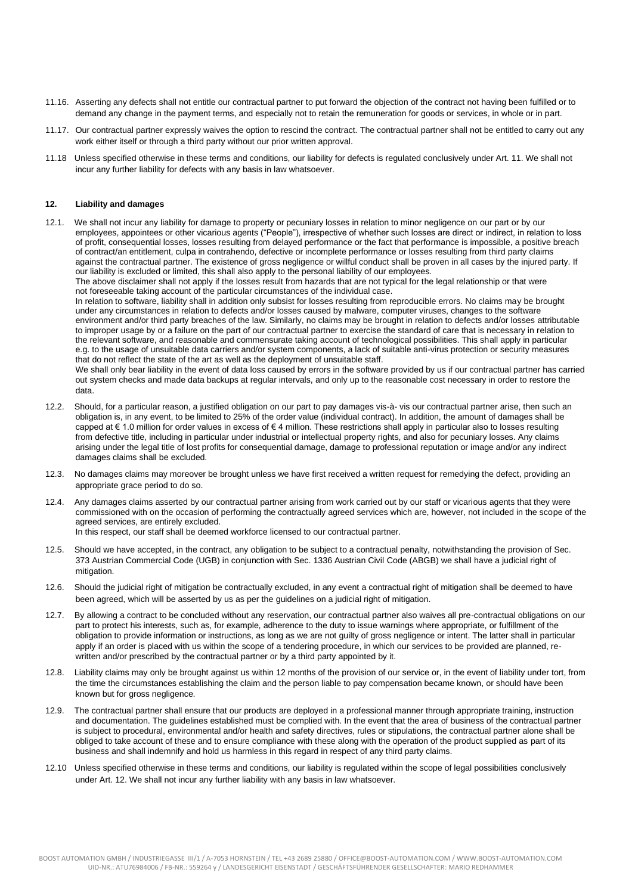11.16. Asserting any defects shall not entitle our contractual partner to put forward the objection of the contract not having been fulfilled or to demand any change in the payment terms, and especially not to retain the remuneration for goods or services, in whole or in part.

11.17. Our contractual partner expressly waives the option to rescind the contract. The contractual partner shall not be entitled to carry out any work either itself or through a third party without our prior written approval.

11.18 Unless specified otherwise in these terms and conditions, our liability for defects is regulated conclusively under Art. 11. We shall not incur any further liability for defects with any basis in law whatsoever.

**12. Liability and damages**

12.1. We shall not incur any liability for damage to property or pecuniary losses in relation to minor negligence on our part or by our employees, appointees or other vicarious agents ("People"), irrespective of whether such losses are direct or indirect, in relation to loss of profit, consequential losses, losses resulting from delayed performance or the fact that performance is impossible, a positive breach of contract/an entitlement, culpa in contrahendo, defective or incomplete performance or losses resulting from third party claims against the contractual partner. The existence of gross negligence or willful conduct shall be proven in all cases by the injured party. If our liability is excluded or limited, this shall also apply to the personal liability of our employees.
The above disclaimer shall not apply if the losses result from hazards that are not typical for the legal relationship or that were not foreseeable taking account of the particular circumstances of the individual case.
In relation to software, liability shall in addition only subsist for losses resulting from reproducible errors. No claims may be brought under any circumstances in relation to defects and/or losses caused by malware, computer viruses, changes to the software environment and/or third party breaches of the law. Similarly, no claims may be brought in relation to defects and/or losses attributable to improper usage by or a failure on the part of our contractual partner to exercise the standard of care that is necessary in relation to the relevant software, and reasonable and commensurate taking account of technological possibilities. This shall apply in particular e.g. to the usage of unsuitable data carriers and/or system components, a lack of suitable anti-virus protection or security measures that do not reflect the state of the art as well as the deployment of unsuitable staff.
We shall only bear liability in the event of data loss caused by errors in the software provided by us if our contractual partner has carried out system checks and made data backups at regular intervals, and only up to the reasonable cost necessary in order to restore the data.

12.2. Should, for a particular reason, a justified obligation on our part to pay damages vis-à- vis our contractual partner arise, then such an obligation is, in any event, to be limited to 25% of the order value (individual contract). In addition, the amount of damages shall be capped at € 1.0 million for order values in excess of € 4 million. These restrictions shall apply in particular also to losses resulting from defective title, including in particular under industrial or intellectual property rights, and also for pecuniary losses. Any claims arising under the legal title of lost profits for consequential damage, damage to professional reputation or image and/or any indirect damages claims shall be excluded.

12.3. No damages claims may moreover be brought unless we have first received a written request for remedying the defect, providing an appropriate grace period to do so.

12.4. Any damages claims asserted by our contractual partner arising from work carried out by our staff or vicarious agents that they were commissioned with on the occasion of performing the contractually agreed services which are, however, not included in the scope of the agreed services, are entirely excluded.
In this respect, our staff shall be deemed workforce licensed to our contractual partner.

12.5. Should we have accepted, in the contract, any obligation to be subject to a contractual penalty, notwithstanding the provision of Sec. 373 Austrian Commercial Code (UGB) in conjunction with Sec. 1336 Austrian Civil Code (ABGB) we shall have a judicial right of mitigation.

12.6. Should the judicial right of mitigation be contractually excluded, in any event a contractual right of mitigation shall be deemed to have been agreed, which will be asserted by us as per the guidelines on a judicial right of mitigation.

12.7. By allowing a contract to be concluded without any reservation, our contractual partner also waives all pre-contractual obligations on our part to protect his interests, such as, for example, adherence to the duty to issue warnings where appropriate, or fulfillment of the obligation to provide information or instructions, as long as we are not guilty of gross negligence or intent. The latter shall in particular apply if an order is placed with us within the scope of a tendering procedure, in which our services to be provided are planned, re-written and/or prescribed by the contractual partner or by a third party appointed by it.

12.8. Liability claims may only be brought against us within 12 months of the provision of our service or, in the event of liability under tort, from the time the circumstances establishing the claim and the person liable to pay compensation became known, or should have been known but for gross negligence.

12.9. The contractual partner shall ensure that our products are deployed in a professional manner through appropriate training, instruction and documentation. The guidelines established must be complied with. In the event that the area of business of the contractual partner is subject to procedural, environmental and/or health and safety directives, rules or stipulations, the contractual partner alone shall be obliged to take account of these and to ensure compliance with these along with the operation of the product supplied as part of its business and shall indemnify and hold us harmless in this regard in respect of any third party claims.

12.10 Unless specified otherwise in these terms and conditions, our liability is regulated within the scope of legal possibilities conclusively under Art. 12. We shall not incur any further liability with any basis in law whatsoever.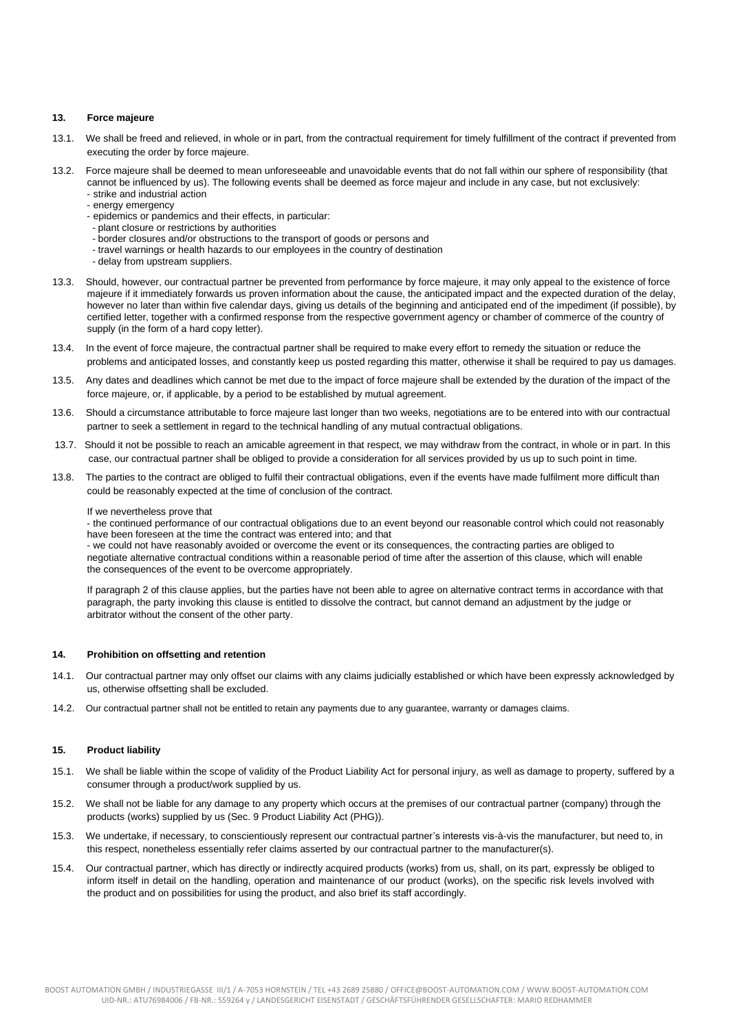## 13. Force majeure

13.1. We shall be freed and relieved, in whole or in part, from the contractual requirement for timely fulfillment of the contract if prevented from executing the order by force majeure.

13.2. Force majeure shall be deemed to mean unforeseeable and unavoidable events that do not fall within our sphere of responsibility (that cannot be influenced by us). The following events shall be deemed as force majeur and include in any case, but not exclusively:
- strike and industrial action
- energy emergency
- epidemics or pandemics and their effects, in particular:
  - plant closure or restrictions by authorities
  - border closures and/or obstructions to the transport of goods or persons and
  - travel warnings or health hazards to our employees in the country of destination
  - delay from upstream suppliers.

13.3. Should, however, our contractual partner be prevented from performance by force majeure, it may only appeal to the existence of force majeure if it immediately forwards us proven information about the cause, the anticipated impact and the expected duration of the delay, however no later than within five calendar days, giving us details of the beginning and anticipated end of the impediment (if possible), by certified letter, together with a confirmed response from the respective government agency or chamber of commerce of the country of supply (in the form of a hard copy letter).

13.4. In the event of force majeure, the contractual partner shall be required to make every effort to remedy the situation or reduce the problems and anticipated losses, and constantly keep us posted regarding this matter, otherwise it shall be required to pay us damages.

13.5. Any dates and deadlines which cannot be met due to the impact of force majeure shall be extended by the duration of the impact of the force majeure, or, if applicable, by a period to be established by mutual agreement.

13.6. Should a circumstance attributable to force majeure last longer than two weeks, negotiations are to be entered into with our contractual partner to seek a settlement in regard to the technical handling of any mutual contractual obligations.

13.7. Should it not be possible to reach an amicable agreement in that respect, we may withdraw from the contract, in whole or in part. In this case, our contractual partner shall be obliged to provide a consideration for all services provided by us up to such point in time.

13.8. The parties to the contract are obliged to fulfil their contractual obligations, even if the events have made fulfilment more difficult than could be reasonably expected at the time of conclusion of the contract.

If we nevertheless prove that
- the continued performance of our contractual obligations due to an event beyond our reasonable control which could not reasonably have been foreseen at the time the contract was entered into; and that
- we could not have reasonably avoided or overcome the event or its consequences, the contracting parties are obliged to negotiate alternative contractual conditions within a reasonable period of time after the assertion of this clause, which will enable the consequences of the event to be overcome appropriately.

If paragraph 2 of this clause applies, but the parties have not been able to agree on alternative contract terms in accordance with that paragraph, the party invoking this clause is entitled to dissolve the contract, but cannot demand an adjustment by the judge or arbitrator without the consent of the other party.

## 14. Prohibition on offsetting and retention

14.1. Our contractual partner may only offset our claims with any claims judicially established or which have been expressly acknowledged by us, otherwise offsetting shall be excluded.

14.2. Our contractual partner shall not be entitled to retain any payments due to any guarantee, warranty or damages claims.

## 15. Product liability

15.1. We shall be liable within the scope of validity of the Product Liability Act for personal injury, as well as damage to property, suffered by a consumer through a product/work supplied by us.

15.2. We shall not be liable for any damage to any property which occurs at the premises of our contractual partner (company) through the products (works) supplied by us (Sec. 9 Product Liability Act (PHG)).

15.3. We undertake, if necessary, to conscientiously represent our contractual partner's interests vis-à-vis the manufacturer, but need to, in this respect, nonetheless essentially refer claims asserted by our contractual partner to the manufacturer(s).

15.4. Our contractual partner, which has directly or indirectly acquired products (works) from us, shall, on its part, expressly be obliged to inform itself in detail on the handling, operation and maintenance of our product (works), on the specific risk levels involved with the product and on possibilities for using the product, and also brief its staff accordingly.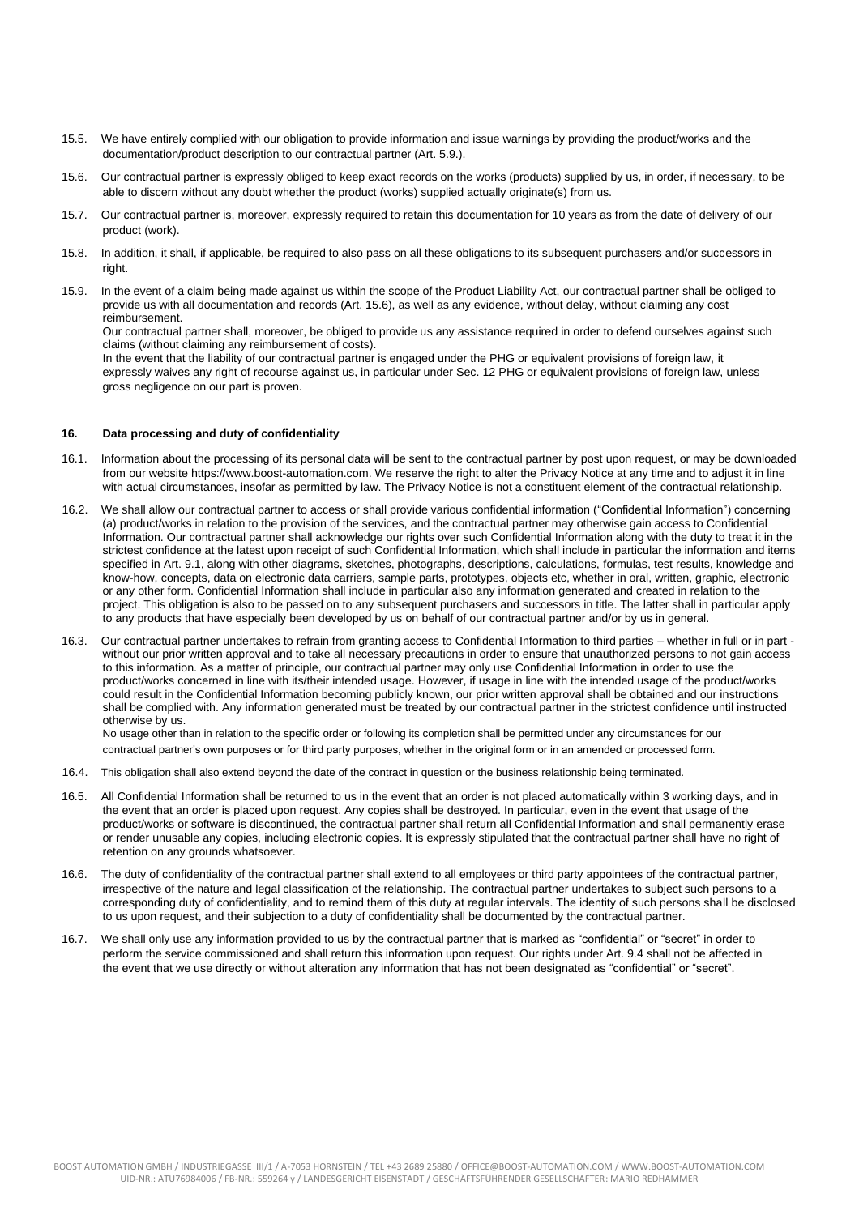15.5. We have entirely complied with our obligation to provide information and issue warnings by providing the product/works and the documentation/product description to our contractual partner (Art. 5.9.).

15.6. Our contractual partner is expressly obliged to keep exact records on the works (products) supplied by us, in order, if necessary, to be able to discern without any doubt whether the product (works) supplied actually originate(s) from us.

15.7. Our contractual partner is, moreover, expressly required to retain this documentation for 10 years as from the date of delivery of our product (work).

15.8. In addition, it shall, if applicable, be required to also pass on all these obligations to its subsequent purchasers and/or successors in right.

15.9. In the event of a claim being made against us within the scope of the Product Liability Act, our contractual partner shall be obliged to provide us with all documentation and records (Art. 15.6), as well as any evidence, without delay, without claiming any cost reimbursement.
Our contractual partner shall, moreover, be obliged to provide us any assistance required in order to defend ourselves against such claims (without claiming any reimbursement of costs).
In the event that the liability of our contractual partner is engaged under the PHG or equivalent provisions of foreign law, it expressly waives any right of recourse against us, in particular under Sec. 12 PHG or equivalent provisions of foreign law, unless gross negligence on our part is proven.

## 16. Data processing and duty of confidentiality

16.1. Information about the processing of its personal data will be sent to the contractual partner by post upon request, or may be downloaded from our website https://www.boost-automation.com. We reserve the right to alter the Privacy Notice at any time and to adjust it in line with actual circumstances, insofar as permitted by law. The Privacy Notice is not a constituent element of the contractual relationship.

16.2. We shall allow our contractual partner to access or shall provide various confidential information ("Confidential Information") concerning (a) product/works in relation to the provision of the services, and the contractual partner may otherwise gain access to Confidential Information. Our contractual partner shall acknowledge our rights over such Confidential Information along with the duty to treat it in the strictest confidence at the latest upon receipt of such Confidential Information, which shall include in particular the information and items specified in Art. 9.1, along with other diagrams, sketches, photographs, descriptions, calculations, formulas, test results, knowledge and know-how, concepts, data on electronic data carriers, sample parts, prototypes, objects etc, whether in oral, written, graphic, electronic or any other form. Confidential Information shall include in particular also any information generated and created in relation to the project. This obligation is also to be passed on to any subsequent purchasers and successors in title. The latter shall in particular apply to any products that have especially been developed by us on behalf of our contractual partner and/or by us in general.

16.3. Our contractual partner undertakes to refrain from granting access to Confidential Information to third parties – whether in full or in part - without our prior written approval and to take all necessary precautions in order to ensure that unauthorized persons to not gain access to this information. As a matter of principle, our contractual partner may only use Confidential Information in order to use the product/works concerned in line with its/their intended usage. However, if usage in line with the intended usage of the product/works could result in the Confidential Information becoming publicly known, our prior written approval shall be obtained and our instructions shall be complied with. Any information generated must be treated by our contractual partner in the strictest confidence until instructed otherwise by us.
No usage other than in relation to the specific order or following its completion shall be permitted under any circumstances for our contractual partner's own purposes or for third party purposes, whether in the original form or in an amended or processed form.

16.4. This obligation shall also extend beyond the date of the contract in question or the business relationship being terminated.

16.5. All Confidential Information shall be returned to us in the event that an order is not placed automatically within 3 working days, and in the event that an order is placed upon request. Any copies shall be destroyed. In particular, even in the event that usage of the product/works or software is discontinued, the contractual partner shall return all Confidential Information and shall permanently erase or render unusable any copies, including electronic copies. It is expressly stipulated that the contractual partner shall have no right of retention on any grounds whatsoever.

16.6. The duty of confidentiality of the contractual partner shall extend to all employees or third party appointees of the contractual partner, irrespective of the nature and legal classification of the relationship. The contractual partner undertakes to subject such persons to a corresponding duty of confidentiality, and to remind them of this duty at regular intervals. The identity of such persons shall be disclosed to us upon request, and their subjection to a duty of confidentiality shall be documented by the contractual partner.

16.7. We shall only use any information provided to us by the contractual partner that is marked as "confidential" or "secret" in order to perform the service commissioned and shall return this information upon request. Our rights under Art. 9.4 shall not be affected in the event that we use directly or without alteration any information that has not been designated as "confidential" or "secret".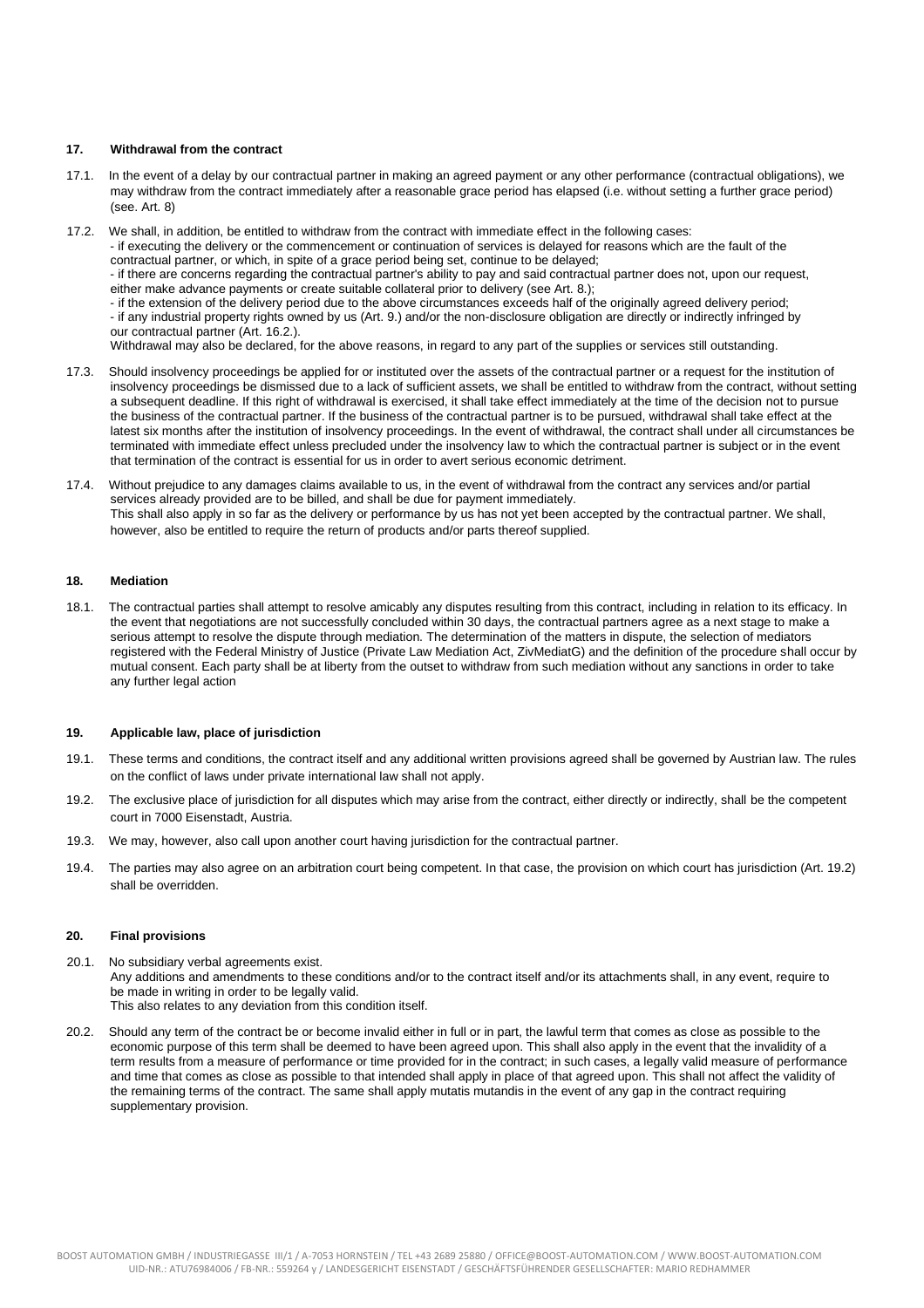## 17. Withdrawal from the contract

17.1. In the event of a delay by our contractual partner in making an agreed payment or any other performance (contractual obligations), we may withdraw from the contract immediately after a reasonable grace period has elapsed (i.e. without setting a further grace period) (see. Art. 8)

17.2. We shall, in addition, be entitled to withdraw from the contract with immediate effect in the following cases:
- if executing the delivery or the commencement or continuation of services is delayed for reasons which are the fault of the contractual partner, or which, in spite of a grace period being set, continue to be delayed;
- if there are concerns regarding the contractual partner's ability to pay and said contractual partner does not, upon our request, either make advance payments or create suitable collateral prior to delivery (see Art. 8.);
- if the extension of the delivery period due to the above circumstances exceeds half of the originally agreed delivery period;
- if any industrial property rights owned by us (Art. 9.) and/or the non-disclosure obligation are directly or indirectly infringed by our contractual partner (Art. 16.2.).

Withdrawal may also be declared, for the above reasons, in regard to any part of the supplies or services still outstanding.

17.3. Should insolvency proceedings be applied for or instituted over the assets of the contractual partner or a request for the institution of insolvency proceedings be dismissed due to a lack of sufficient assets, we shall be entitled to withdraw from the contract, without setting a subsequent deadline. If this right of withdrawal is exercised, it shall take effect immediately at the time of the decision not to pursue the business of the contractual partner. If the business of the contractual partner is to be pursued, withdrawal shall take effect at the latest six months after the institution of insolvency proceedings. In the event of withdrawal, the contract shall under all circumstances be terminated with immediate effect unless precluded under the insolvency law to which the contractual partner is subject or in the event that termination of the contract is essential for us in order to avert serious economic detriment.

17.4. Without prejudice to any damages claims available to us, in the event of withdrawal from the contract any services and/or partial services already provided are to be billed, and shall be due for payment immediately.
This shall also apply in so far as the delivery or performance by us has not yet been accepted by the contractual partner. We shall, however, also be entitled to require the return of products and/or parts thereof supplied.

## 18. Mediation

18.1. The contractual parties shall attempt to resolve amicably any disputes resulting from this contract, including in relation to its efficacy. In the event that negotiations are not successfully concluded within 30 days, the contractual partners agree as a next stage to make a serious attempt to resolve the dispute through mediation. The determination of the matters in dispute, the selection of mediators registered with the Federal Ministry of Justice (Private Law Mediation Act, ZivMediatG) and the definition of the procedure shall occur by mutual consent. Each party shall be at liberty from the outset to withdraw from such mediation without any sanctions in order to take any further legal action

## 19. Applicable law, place of jurisdiction

19.1. These terms and conditions, the contract itself and any additional written provisions agreed shall be governed by Austrian law. The rules on the conflict of laws under private international law shall not apply.

19.2. The exclusive place of jurisdiction for all disputes which may arise from the contract, either directly or indirectly, shall be the competent court in 7000 Eisenstadt, Austria.

19.3. We may, however, also call upon another court having jurisdiction for the contractual partner.

19.4. The parties may also agree on an arbitration court being competent. In that case, the provision on which court has jurisdiction (Art. 19.2) shall be overridden.

## 20. Final provisions

20.1. No subsidiary verbal agreements exist.
Any additions and amendments to these conditions and/or to the contract itself and/or its attachments shall, in any event, require to be made in writing in order to be legally valid.
This also relates to any deviation from this condition itself.

20.2. Should any term of the contract be or become invalid either in full or in part, the lawful term that comes as close as possible to the economic purpose of this term shall be deemed to have been agreed upon. This shall also apply in the event that the invalidity of a term results from a measure of performance or time provided for in the contract; in such cases, a legally valid measure of performance and time that comes as close as possible to that intended shall apply in place of that agreed upon. This shall not affect the validity of the remaining terms of the contract. The same shall apply mutatis mutandis in the event of any gap in the contract requiring supplementary provision.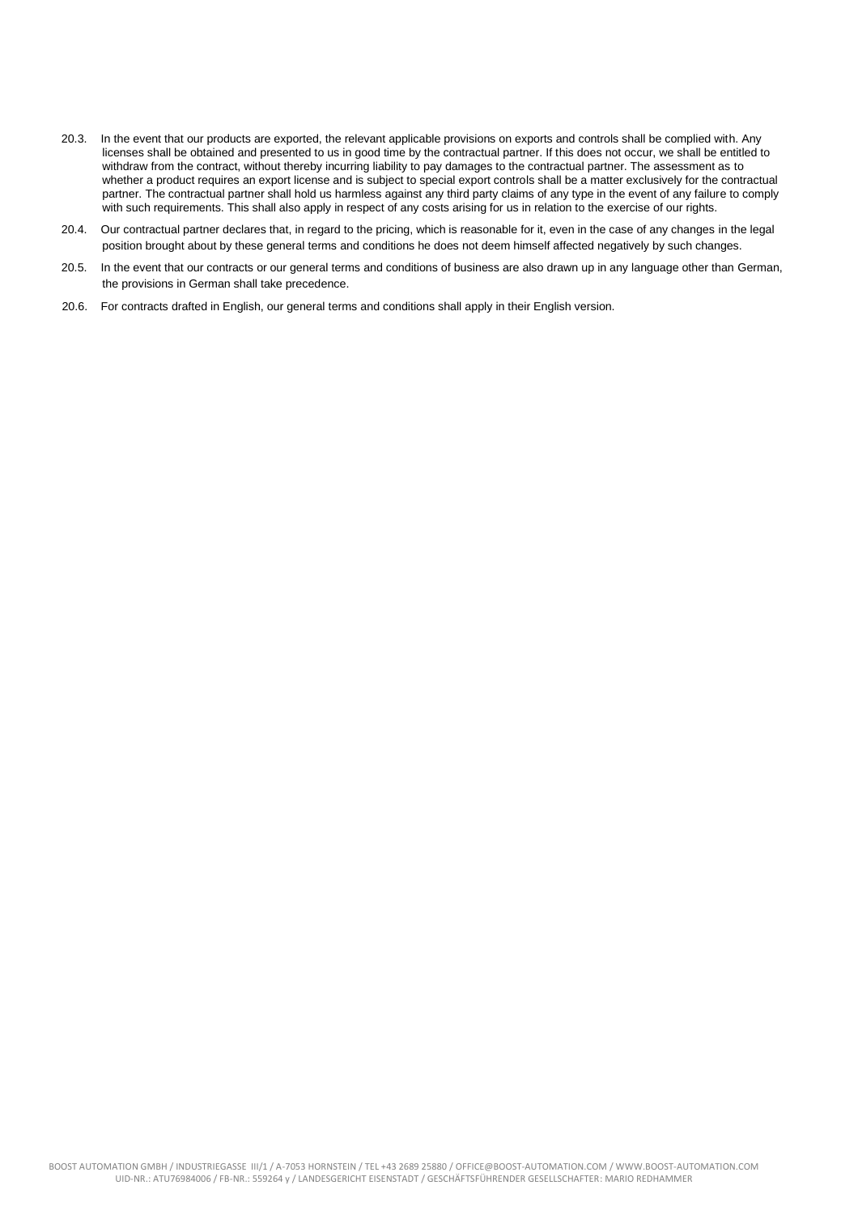20.3. In the event that our products are exported, the relevant applicable provisions on exports and controls shall be complied with. Any licenses shall be obtained and presented to us in good time by the contractual partner. If this does not occur, we shall be entitled to withdraw from the contract, without thereby incurring liability to pay damages to the contractual partner. The assessment as to whether a product requires an export license and is subject to special export controls shall be a matter exclusively for the contractual partner. The contractual partner shall hold us harmless against any third party claims of any type in the event of any failure to comply with such requirements. This shall also apply in respect of any costs arising for us in relation to the exercise of our rights.

20.4. Our contractual partner declares that, in regard to the pricing, which is reasonable for it, even in the case of any changes in the legal position brought about by these general terms and conditions he does not deem himself affected negatively by such changes.

20.5. In the event that our contracts or our general terms and conditions of business are also drawn up in any language other than German, the provisions in German shall take precedence.

20.6. For contracts drafted in English, our general terms and conditions shall apply in their English version.